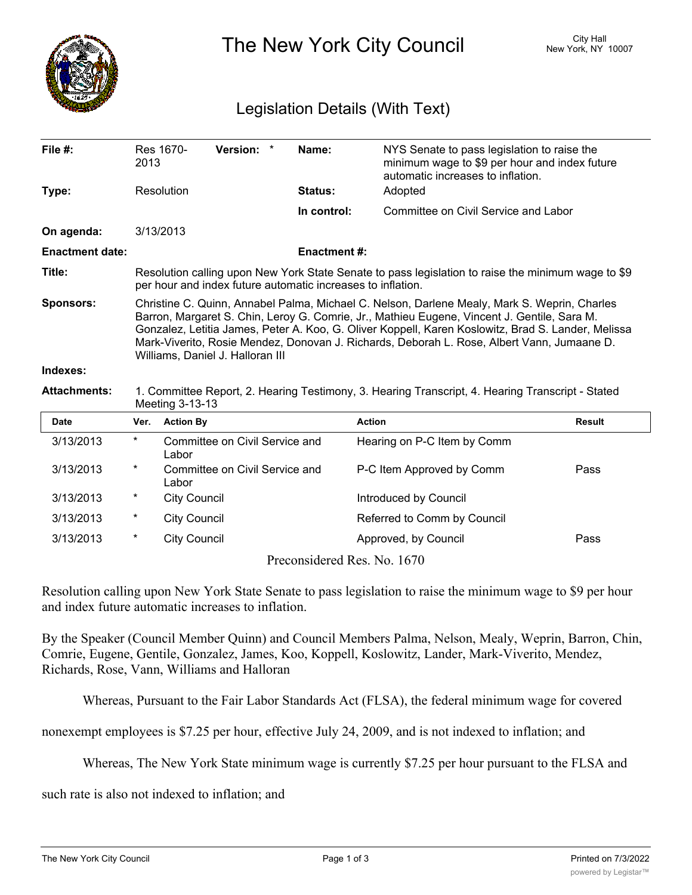# The New York City Council

City Hall
New York, NY 10007

## Legislation Details (With Text)

| | | | |
|---|---|---|---|
| **File #:** | Res 1670-2013 **Version:** * | **Name:** | NYS Senate to pass legislation to raise the minimum wage to $9 per hour and index future automatic increases to inflation. |
| **Type:** | Resolution | **Status:** | Adopted |
| | | **In control:** | Committee on Civil Service and Labor |
| **On agenda:** | 3/13/2013 | | |
| **Enactment date:** | | **Enactment #:** | |

**Title:** Resolution calling upon New York State Senate to pass legislation to raise the minimum wage to $9 per hour and index future automatic increases to inflation.

**Sponsors:** Christine C. Quinn, Annabel Palma, Michael C. Nelson, Darlene Mealy, Mark S. Weprin, Charles Barron, Margaret S. Chin, Leroy G. Comrie, Jr., Mathieu Eugene, Vincent J. Gentile, Sara M. Gonzalez, Letitia James, Peter A. Koo, G. Oliver Koppell, Karen Koslowitz, Brad S. Lander, Melissa Mark-Viverito, Rosie Mendez, Donovan J. Richards, Deborah L. Rose, Albert Vann, Jumaane D. Williams, Daniel J. Halloran III

**Indexes:**

**Attachments:** 1. Committee Report, 2. Hearing Testimony, 3. Hearing Transcript, 4. Hearing Transcript - Stated Meeting 3-13-13

| Date | Ver. | Action By | Action | Result |
|---|---|---|---|---|
| 3/13/2013 | * | Committee on Civil Service and Labor | Hearing on P-C Item by Comm | |
| 3/13/2013 | * | Committee on Civil Service and Labor | P-C Item Approved by Comm | Pass |
| 3/13/2013 | * | City Council | Introduced by Council | |
| 3/13/2013 | * | City Council | Referred to Comm by Council | |
| 3/13/2013 | * | City Council | Approved, by Council | Pass |

Preconsidered Res. No. 1670

Resolution calling upon New York State Senate to pass legislation to raise the minimum wage to $9 per hour and index future automatic increases to inflation.

By the Speaker (Council Member Quinn) and Council Members Palma, Nelson, Mealy, Weprin, Barron, Chin, Comrie, Eugene, Gentile, Gonzalez, James, Koo, Koppell, Koslowitz, Lander, Mark-Viverito, Mendez, Richards, Rose, Vann, Williams and Halloran

Whereas, Pursuant to the Fair Labor Standards Act (FLSA), the federal minimum wage for covered nonexempt employees is $7.25 per hour, effective July 24, 2009, and is not indexed to inflation; and

Whereas, The New York State minimum wage is currently $7.25 per hour pursuant to the FLSA and such rate is also not indexed to inflation; and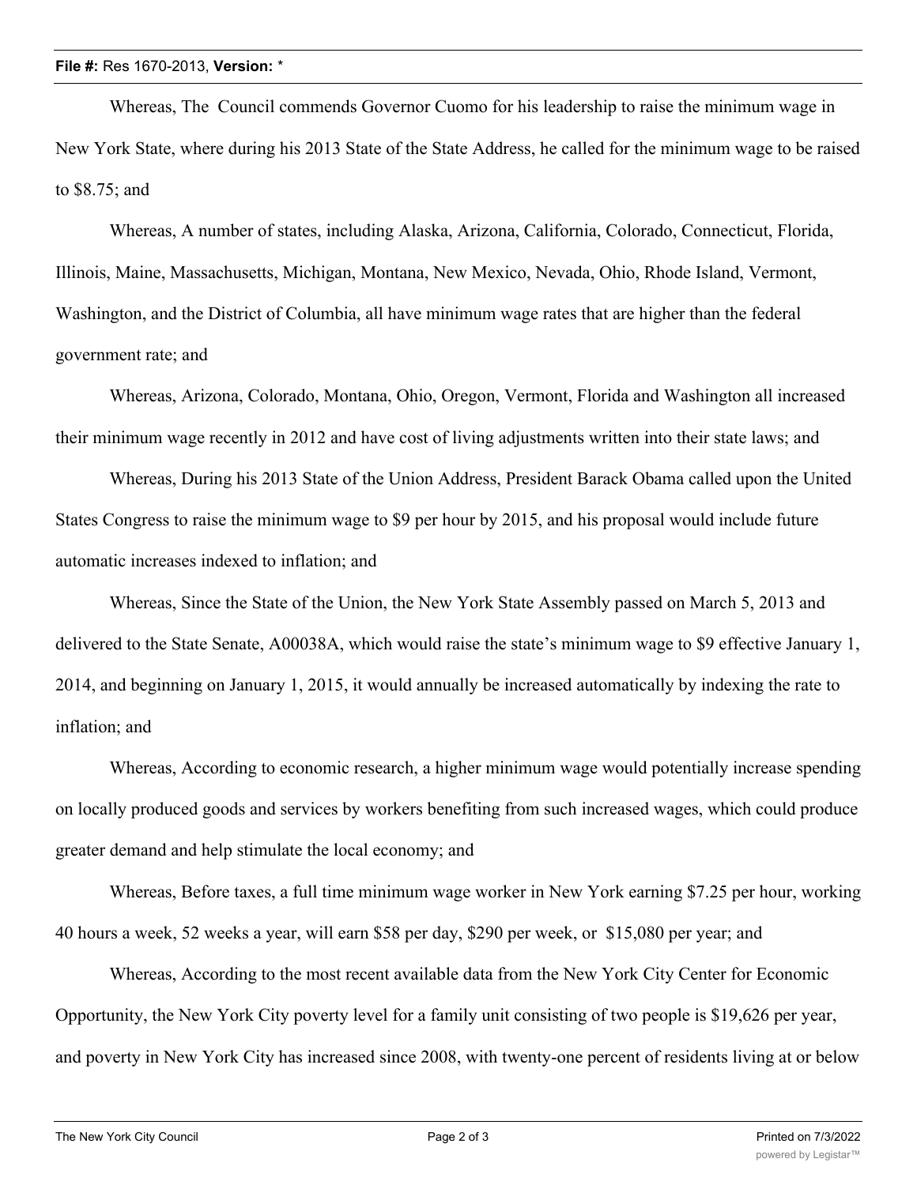Whereas, The  Council commends Governor Cuomo for his leadership to raise the minimum wage in New York State, where during his 2013 State of the State Address, he called for the minimum wage to be raised to $8.75; and

Whereas, A number of states, including Alaska, Arizona, California, Colorado, Connecticut, Florida, Illinois, Maine, Massachusetts, Michigan, Montana, New Mexico, Nevada, Ohio, Rhode Island, Vermont, Washington, and the District of Columbia, all have minimum wage rates that are higher than the federal government rate; and

Whereas, Arizona, Colorado, Montana, Ohio, Oregon, Vermont, Florida and Washington all increased their minimum wage recently in 2012 and have cost of living adjustments written into their state laws; and

Whereas, During his 2013 State of the Union Address, President Barack Obama called upon the United States Congress to raise the minimum wage to $9 per hour by 2015, and his proposal would include future automatic increases indexed to inflation; and

Whereas, Since the State of the Union, the New York State Assembly passed on March 5, 2013 and delivered to the State Senate, A00038A, which would raise the state's minimum wage to $9 effective January 1, 2014, and beginning on January 1, 2015, it would annually be increased automatically by indexing the rate to inflation; and

Whereas, According to economic research, a higher minimum wage would potentially increase spending on locally produced goods and services by workers benefiting from such increased wages, which could produce greater demand and help stimulate the local economy; and

Whereas, Before taxes, a full time minimum wage worker in New York earning $7.25 per hour, working 40 hours a week, 52 weeks a year, will earn $58 per day, $290 per week, or  $15,080 per year; and

Whereas, According to the most recent available data from the New York City Center for Economic Opportunity, the New York City poverty level for a family unit consisting of two people is $19,626 per year, and poverty in New York City has increased since 2008, with twenty-one percent of residents living at or below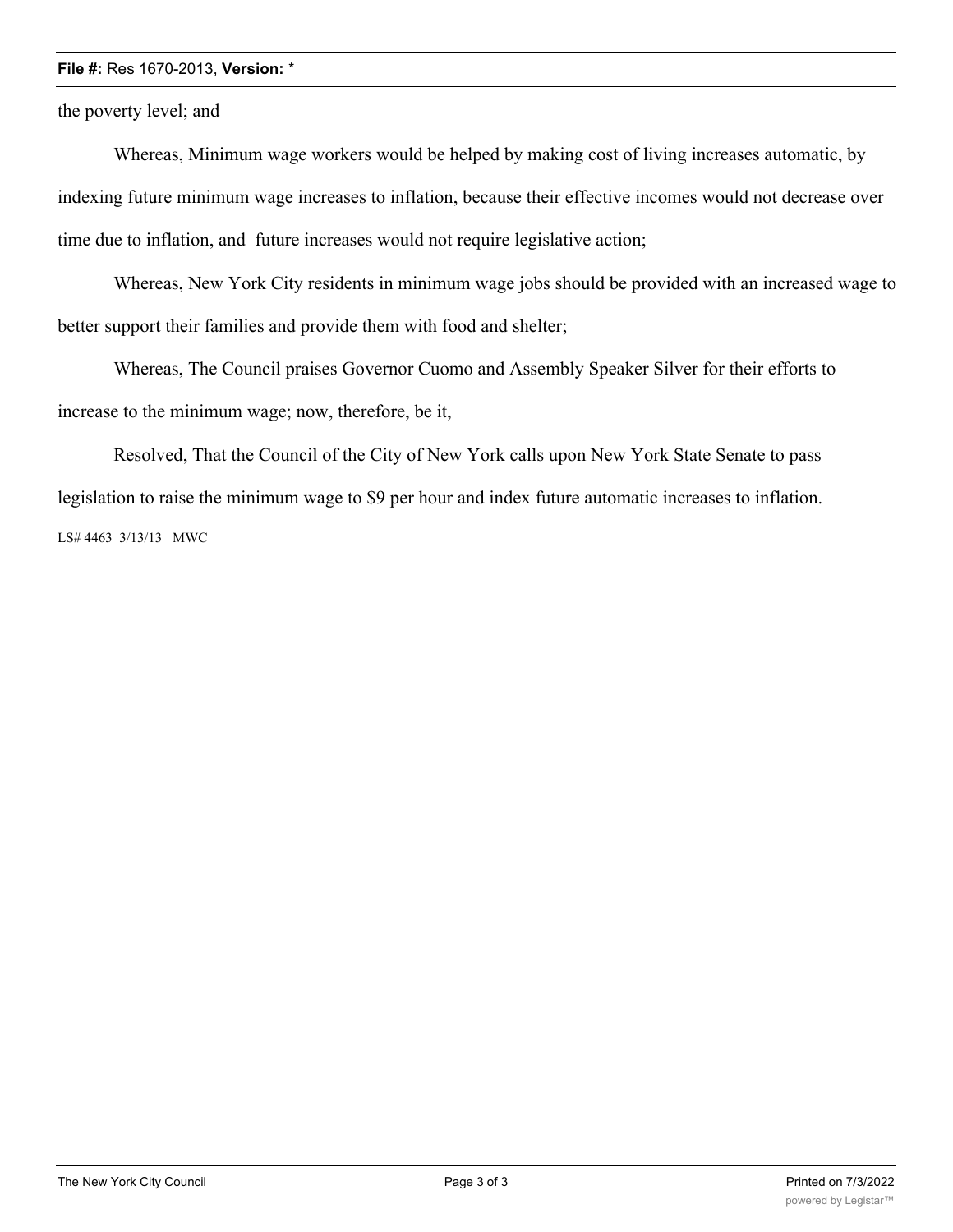the poverty level; and

Whereas, Minimum wage workers would be helped by making cost of living increases automatic, by indexing future minimum wage increases to inflation, because their effective incomes would not decrease over time due to inflation, and future increases would not require legislative action;

Whereas, New York City residents in minimum wage jobs should be provided with an increased wage to better support their families and provide them with food and shelter;

Whereas, The Council praises Governor Cuomo and Assembly Speaker Silver for their efforts to increase to the minimum wage; now, therefore, be it,

Resolved, That the Council of the City of New York calls upon New York State Senate to pass legislation to raise the minimum wage to $9 per hour and index future automatic increases to inflation.

LS# 4463 3/13/13 MWC